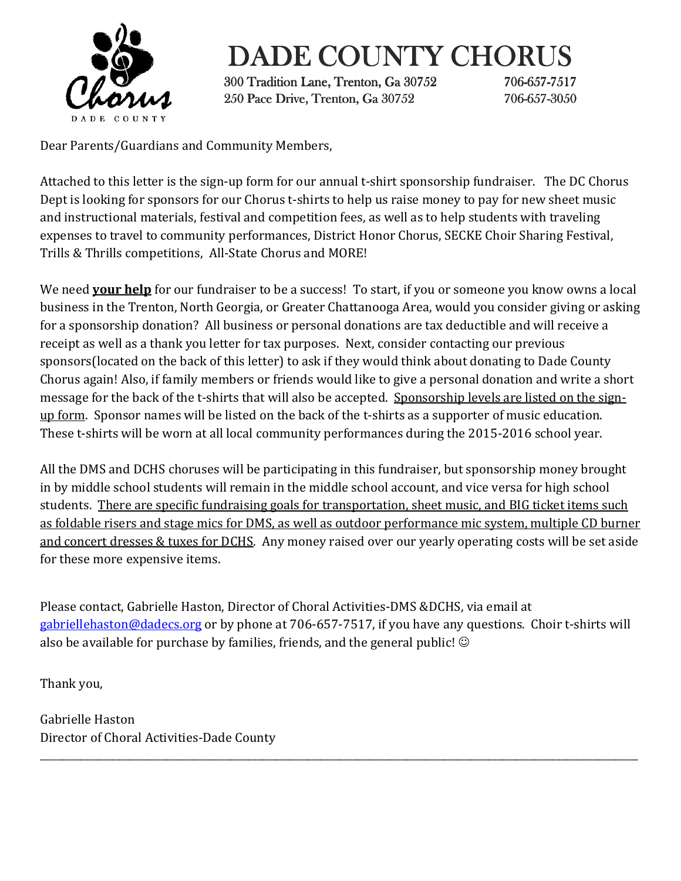# DADE COUNTY CHORUS

300 Tradition Lane, Trenton, Ga 30752 706-657-7517
250 Pace Drive, Trenton, Ga 30752 706-657-3050

Dear Parents/Guardians and Community Members,

Attached to this letter is the sign-up form for our annual t-shirt sponsorship fundraiser. The DC Chorus Dept is looking for sponsors for our Chorus t-shirts to help us raise money to pay for new sheet music and instructional materials, festival and competition fees, as well as to help students with traveling expenses to travel to community performances, District Honor Chorus, SECKE Choir Sharing Festival, Trills & Thrills competitions, All-State Chorus and MORE!

We need **your help** for our fundraiser to be a success! To start, if you or someone you know owns a local business in the Trenton, North Georgia, or Greater Chattanooga Area, would you consider giving or asking for a sponsorship donation? All business or personal donations are tax deductible and will receive a receipt as well as a thank you letter for tax purposes. Next, consider contacting our previous sponsors(located on the back of this letter) to ask if they would think about donating to Dade County Chorus again! Also, if family members or friends would like to give a personal donation and write a short message for the back of the t-shirts that will also be accepted. Sponsorship levels are listed on the sign-up form. Sponsor names will be listed on the back of the t-shirts as a supporter of music education. These t-shirts will be worn at all local community performances during the 2015-2016 school year.

All the DMS and DCHS choruses will be participating in this fundraiser, but sponsorship money brought in by middle school students will remain in the middle school account, and vice versa for high school students. There are specific fundraising goals for transportation, sheet music, and BIG ticket items such as foldable risers and stage mics for DMS, as well as outdoor performance mic system, multiple CD burner and concert dresses & tuxes for DCHS. Any money raised over our yearly operating costs will be set aside for these more expensive items.

Please contact, Gabrielle Haston, Director of Choral Activities-DMS &DCHS, via email at gabriellehaston@dadecs.org or by phone at 706-657-7517, if you have any questions. Choir t-shirts will also be available for purchase by families, friends, and the general public! ☺

Thank you,

Gabrielle Haston
Director of Choral Activities-Dade County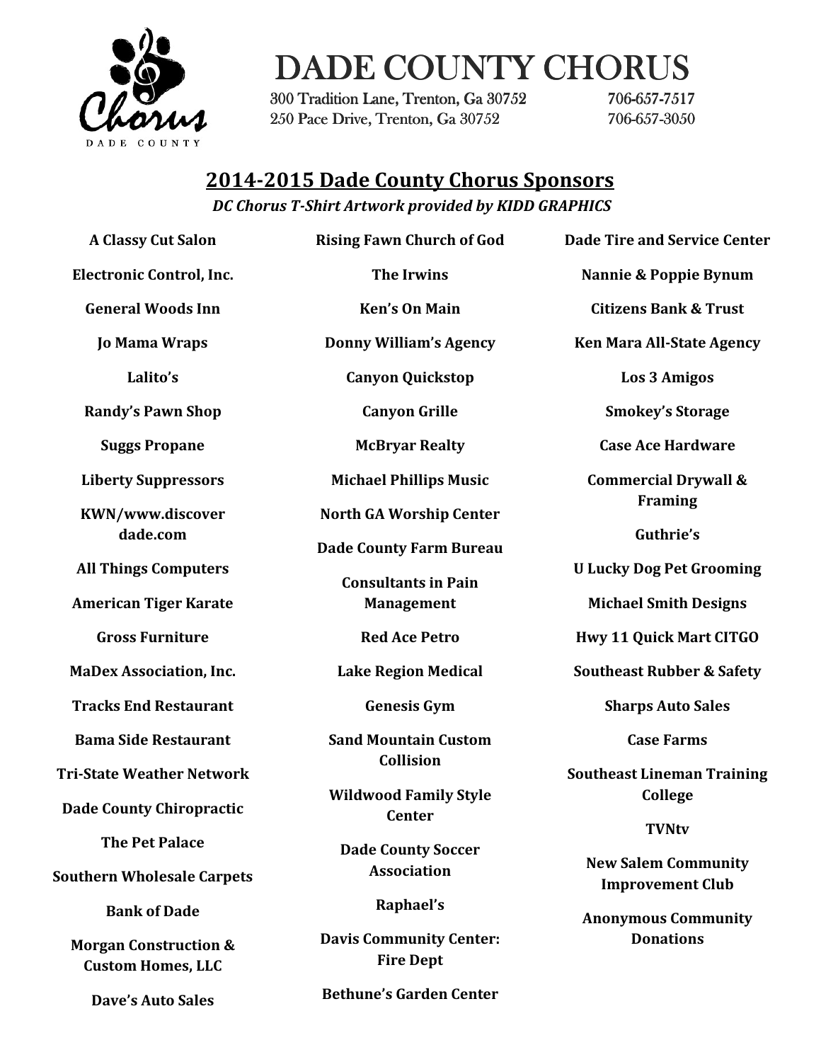# DADE COUNTY CHORUS

300 Tradition Lane, Trenton, Ga 30752 706-657-7517
250 Pace Drive, Trenton, Ga 30752 706-657-3050

## 2014-2015 Dade County Chorus Sponsors

***DC Chorus T-Shirt Artwork provided by KIDD GRAPHICS***

**A Classy Cut Salon**

**Electronic Control, Inc.**

**General Woods Inn**

**Jo Mama Wraps**

**Lalito's**

**Randy's Pawn Shop**

**Suggs Propane**

**Liberty Suppressors**

**KWN/www.discover dade.com**

**All Things Computers**

**American Tiger Karate**

**Gross Furniture**

**MaDex Association, Inc.**

**Tracks End Restaurant**

**Bama Side Restaurant**

**Tri-State Weather Network**

**Dade County Chiropractic**

**The Pet Palace**

**Southern Wholesale Carpets**

**Bank of Dade**

**Morgan Construction & Custom Homes, LLC**

**Dave's Auto Sales**

**Rising Fawn Church of God**

**The Irwins**

**Ken's On Main**

**Donny William's Agency**

**Canyon Quickstop**

**Canyon Grille**

**McBryar Realty**

**Michael Phillips Music**

**North GA Worship Center**

**Dade County Farm Bureau**

**Consultants in Pain Management**

**Red Ace Petro**

**Lake Region Medical**

**Genesis Gym**

**Sand Mountain Custom Collision**

**Wildwood Family Style Center**

**Dade County Soccer Association**

**Raphael's**

**Davis Community Center: Fire Dept**

**Bethune's Garden Center**

**Dade Tire and Service Center**

**Nannie & Poppie Bynum**

**Citizens Bank & Trust**

**Ken Mara All-State Agency**

**Los 3 Amigos**

**Smokey's Storage**

**Case Ace Hardware**

**Commercial Drywall & Framing**

**Guthrie's**

**U Lucky Dog Pet Grooming**

**Michael Smith Designs**

**Hwy 11 Quick Mart CITGO**

**Southeast Rubber & Safety**

**Sharps Auto Sales**

**Case Farms**

**Southeast Lineman Training College**

**TVNtv**

**New Salem Community Improvement Club**

**Anonymous Community Donations**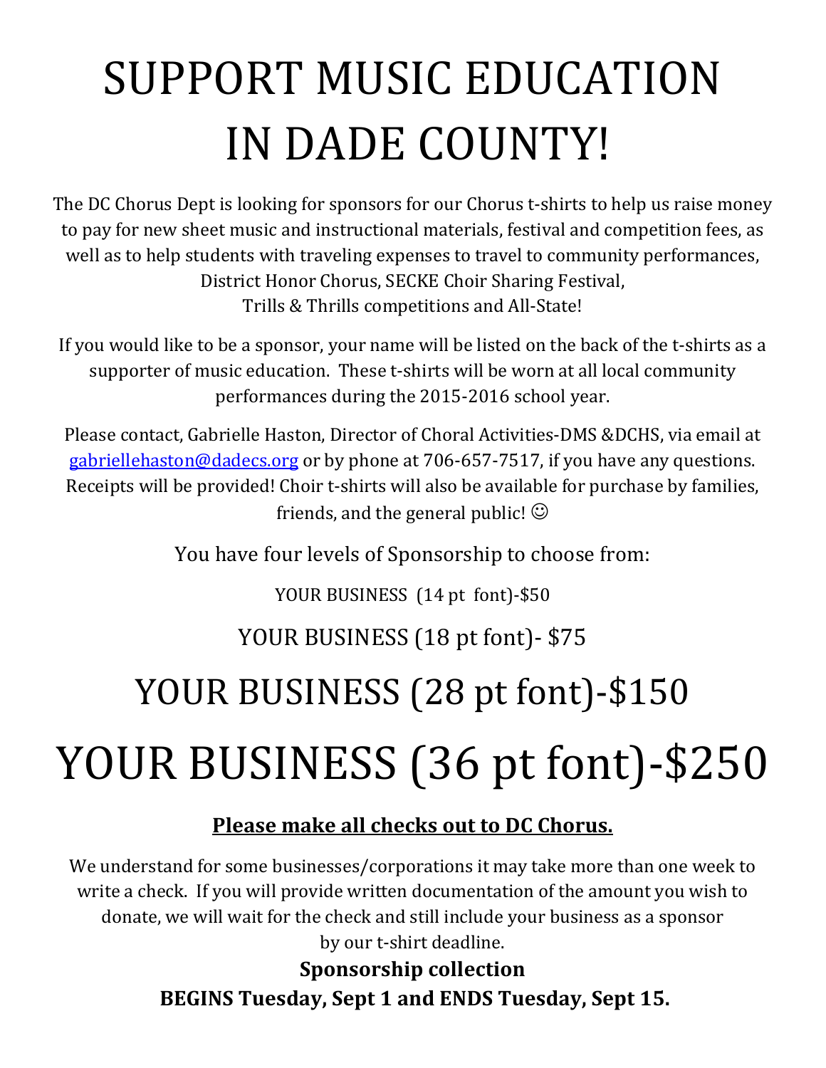# SUPPORT MUSIC EDUCATION IN DADE COUNTY!

The DC Chorus Dept is looking for sponsors for our Chorus t-shirts to help us raise money to pay for new sheet music and instructional materials, festival and competition fees, as well as to help students with traveling expenses to travel to community performances, District Honor Chorus, SECKE Choir Sharing Festival, Trills & Thrills competitions and All-State!

If you would like to be a sponsor, your name will be listed on the back of the t-shirts as a supporter of music education. These t-shirts will be worn at all local community performances during the 2015-2016 school year.

Please contact, Gabrielle Haston, Director of Choral Activities-DMS &DCHS, via email at gabriellehaston@dadecs.org or by phone at 706-657-7517, if you have any questions. Receipts will be provided! Choir t-shirts will also be available for purchase by families, friends, and the general public! ☺

You have four levels of Sponsorship to choose from:

YOUR BUSINESS (14 pt font)-$50

YOUR BUSINESS (18 pt font)- $75

YOUR BUSINESS (28 pt font)-$150

YOUR BUSINESS (36 pt font)-$250

**Please make all checks out to DC Chorus.**

We understand for some businesses/corporations it may take more than one week to write a check. If you will provide written documentation of the amount you wish to donate, we will wait for the check and still include your business as a sponsor by our t-shirt deadline.

**Sponsorship collection**
**BEGINS Tuesday, Sept 1 and ENDS Tuesday, Sept 15.**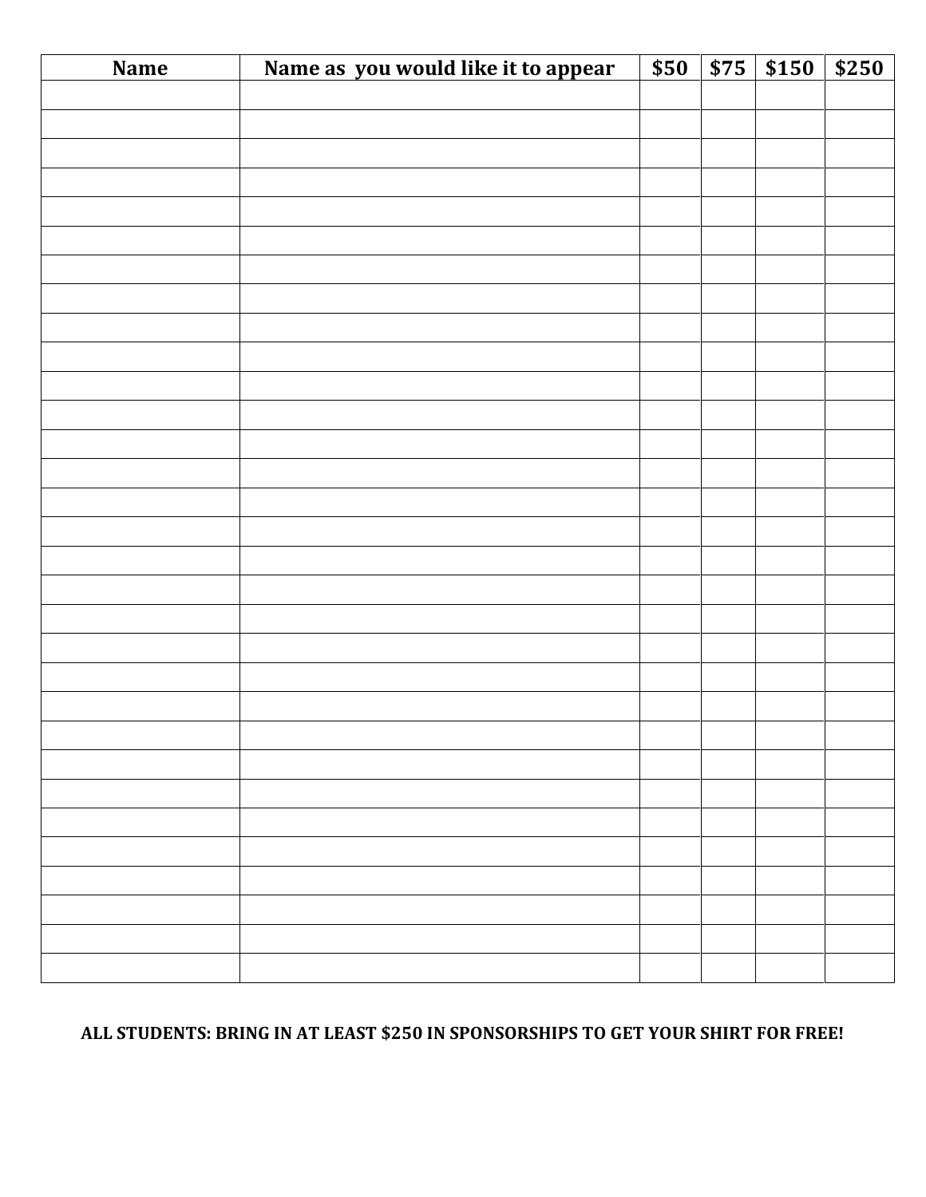| Name | Name as you would like it to appear | $50 | $75 | $150 | $250 |
|---|---|---|---|---|---|
| | | | | | |
| | | | | | |
| | | | | | |
| | | | | | |
| | | | | | |
| | | | | | |
| | | | | | |
| | | | | | |
| | | | | | |
| | | | | | |
| | | | | | |
| | | | | | |
| | | | | | |
| | | | | | |
| | | | | | |
| | | | | | |
| | | | | | |
| | | | | | |
| | | | | | |
| | | | | | |
| | | | | | |
| | | | | | |
| | | | | | |
| | | | | | |
| | | | | | |
| | | | | | |
| | | | | | |
| | | | | | |
| | | | | | |
| | | | | | |
| | | | | | |

**ALL STUDENTS: BRING IN AT LEAST $250 IN SPONSORSHIPS TO GET YOUR SHIRT FOR FREE!**